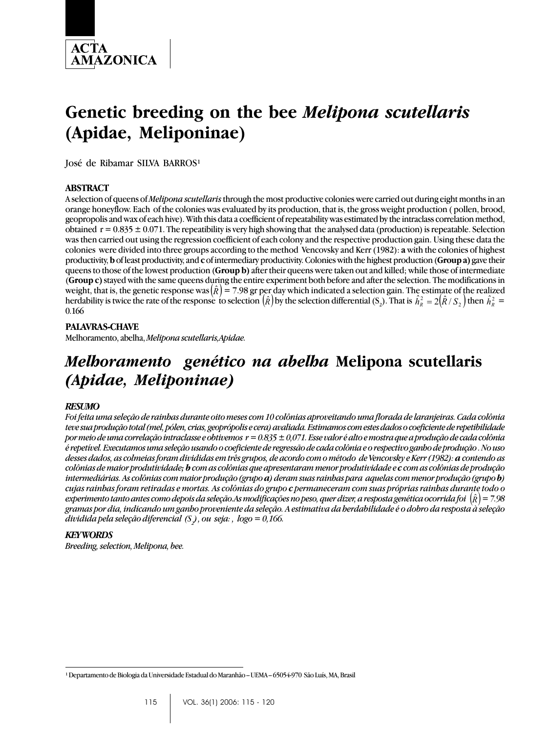ACTA AMAZONICA

# Genetic breeding on the bee *Melipona scutellaris* (Apidae, Meliponinae)

José de Ribamar SILVA BARROS[1]

## ABSTRACT

A selection of queens of *Melipona scutellaris* through the most productive colonies were carried out during eight months in an orange honeyflow. Each of the colonies was evaluated by its production, that is, the gross weight production ( pollen, brood, geopropolis and wax of each hive). With this data a coefficient of repeatability was estimated by the intraclass correlation method, obtained r = 0.835 ± 0.071. The repeatability is very high showing that the analysed data (production) is repeatable. Selection was then carried out using the regression coefficient of each colony and the respective production gain. Using these data the colonies were divided into three groups according to the method Vencovsky and Kerr (1982): **a** with the colonies of highest productivity, **b** of least productivity, and **c** of intermediary productivity. Colonies with the highest production (**Group a**) gave their queens to those of the lowest production (**Group b**) after their queens were taken out and killed; while those of intermediate (**Group c**) stayed with the same queens during the entire experiment both before and after the selection. The modifications in weight, that is, the genetic response was $(\hat{R})$ = 7.98 gr per day which indicated a selection gain. The estimate of the realized herdability is twice the rate of the response to selection $(\hat{R})$ by the selection differential ($S_2$). That is $\hat{h}^2_R = 2(\hat{R}/S_2)$ then $\hat{h}^2_R$ = 0.166

## PALAVRAS-CHAVE

Melhoramento, abelha, *Melipona scutellaris,Apidae.*

# *Melhoramento genético na abelha* Melipona scutellaris *(Apidae, Meliponinae)*

## *RESUMO*

*Foi feita uma seleção de rainhas durante oito meses com 10 colônias aproveitando uma florada de laranjeiras. Cada colônia teve sua produção total (mel, pólen, crias, geoprópolis e cera) avaliada. Estimamos com estes dados o coeficiente de repetibilidade por meio de uma correlação intraclasse e obtivemos r = 0.835 ± 0,071. Esse valor é alto e mostra que a produção de cada colônia é repetível. Executamos uma seleção usando o coeficiente de regressão de cada colônia e o respectivo ganho de produção . No uso desses dados, as colmeias foram divididas em três grupos, de acordo com o método de Vencovsky e Kerr (1982):* ***a*** *contendo as colônias de maior produtividade;* ***b*** *com as colônias que apresentaram menor produtividade e* ***c*** *com as colônias de produção intermediárias. As colônias com maior produção (grupo* ***a****) deram suas rainhas para aquelas com menor produção (grupo* ***b****) cujas rainhas foram retiradas e mortas. As colônias do grupo* ***c*** *permaneceram com suas próprias rainhas durante todo o experimento tanto antes como depois da seleção.As modificações no peso, quer dizer, a resposta genética ocorrida foi* $(\hat{R})$ *= 7.98 gramas por dia, indicando um ganho proveniente da seleção. A estimativa da herdabilidade é o dobro da resposta à seleção dividida pela seleção diferencial* ($S_2$)*, ou seja: , logo = 0,166.*

## *KEYWORDS*

*Breeding, selection, Melipona, bee.*

---

[1] Departamento de Biologia da Universidade Estadual do Maranhão – UEMA – 65054-970 São Luís, MA, Brasil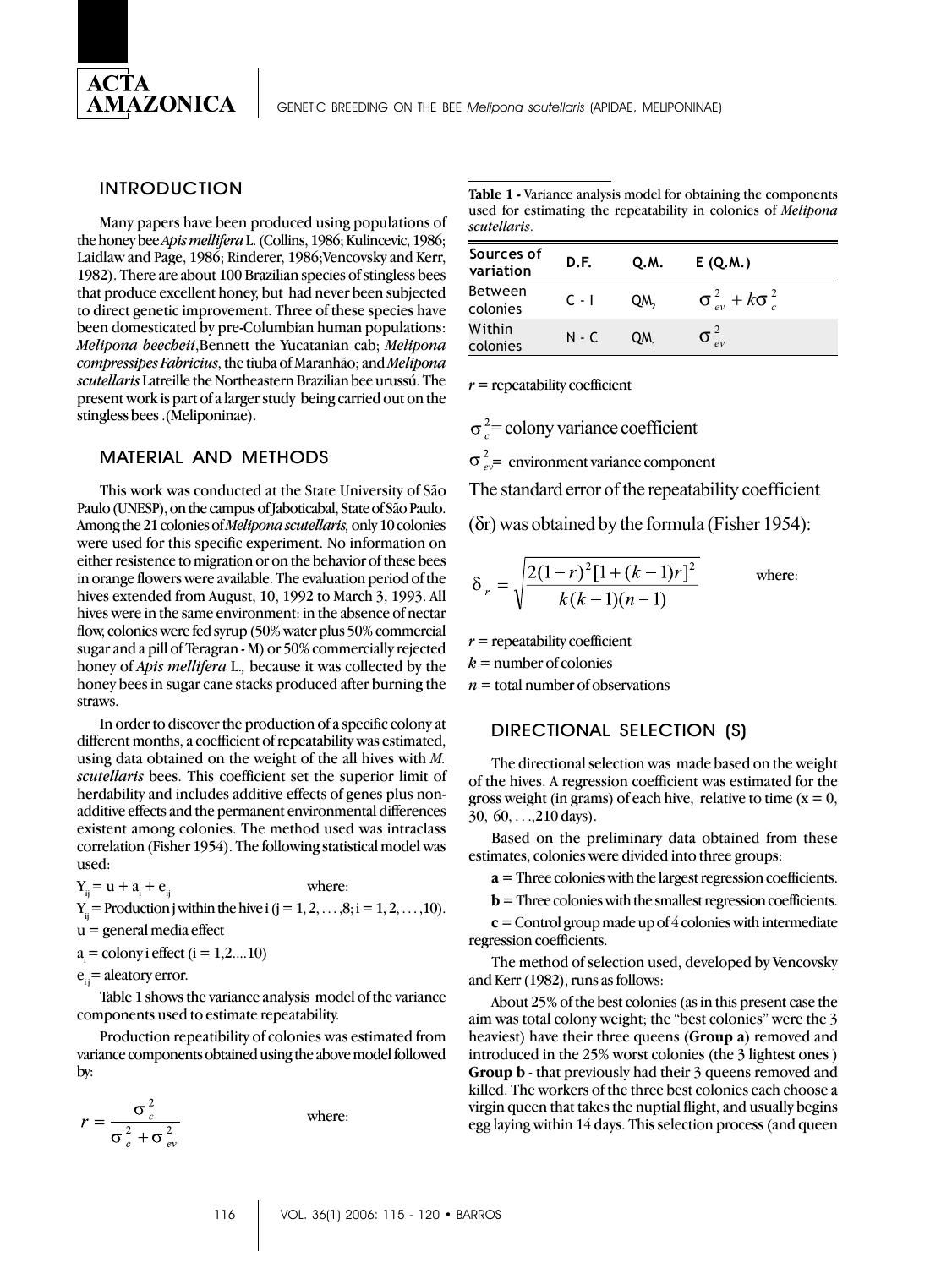## INTRODUCTION

Many papers have been produced using populations of the honey bee *Apis mellifera* L. (Collins, 1986; Kulincevic, 1986; Laidlaw and Page, 1986; Rinderer, 1986;Vencovsky and Kerr, 1982). There are about 100 Brazilian species of stingless bees that produce excellent honey, but had never been subjected to direct genetic improvement. Three of these species have been domesticated by pre-Columbian human populations: *Melipona beecheii*,Bennett the Yucatanian cab; *Melipona compressipes Fabricius*, the tiuba of Maranhão; and *Melipona scutellaris* Latreille the Northeastern Brazilian bee urussú. The present work is part of a larger study being carried out on the stingless bees .(Meliponinae).

## MATERIAL AND METHODS

This work was conducted at the State University of São Paulo (UNESP), on the campus of Jaboticabal, State of São Paulo. Among the 21 colonies of *Melipona scutellaris,* only 10 colonies were used for this specific experiment. No information on either resistence to migration or on the behavior of these bees in orange flowers were available. The evaluation period of the hives extended from August, 10, 1992 to March 3, 1993. All hives were in the same environment: in the absence of nectar flow, colonies were fed syrup (50% water plus 50% commercial sugar and a pill of Teragran - M) or 50% commercially rejected honey of *Apis mellifera* L.*,* because it was collected by the honey bees in sugar cane stacks produced after burning the straws.

In order to discover the production of a specific colony at different months, a coefficient of repeatability was estimated, using data obtained on the weight of the all hives with *M. scutellaris* bees. This coefficient set the superior limit of herdability and includes additive effects of genes plus non-additive effects and the permanent environmental differences existent among colonies. The method used was intraclass correlation (Fisher 1954). The following statistical model was used:

$Y_{ij} = u + a_i + e_{ij}$ where:

$Y_{ij}$ = Production j within the hive i (j = 1, 2, . . . ,8; i = 1, 2, . . . ,10).

u = general media effect

$a_i$ = colony i effect (i = 1,2....10)

$e_{ij}$ = aleatory error.

Table 1 shows the variance analysis model of the variance components used to estimate repeatability.

Production repeatibility of colonies was estimated from variance components obtained using the above model followed by:

$$r = \frac{\sigma_c^2}{\sigma_c^2 + \sigma_{ev}^2}$$ where:

**Table 1 -** Variance analysis model for obtaining the components used for estimating the repeatability in colonies of *Melipona scutellaris*.

| Sources of variation | D.F. | Q.M. | E (Q.M.) |
|---|---|---|---|
| Between colonies | C - I | $QM_2$ | $\sigma_{ev}^2 + k\sigma_c^2$ |
| Within colonies | N - C | $QM_1$ | $\sigma_{ev}^2$ |

$r$ = repeatability coefficient

$\sigma_c^2$ = colony variance coefficient

$\sigma_{ev}^2$ = environment variance component

The standard error of the repeatability coefficient ($\delta$r) was obtained by the formula (Fisher 1954):

$$\delta_r = \sqrt{\frac{2(1-r)^2[1+(k-1)r]^2}{k(k-1)(n-1)}}$$ where:

$r$ = repeatability coefficient

$k$ = number of colonies

$n$ = total number of observations

## DIRECTIONAL SELECTION (S)

The directional selection was made based on the weight of the hives. A regression coefficient was estimated for the gross weight (in grams) of each hive, relative to time (x = 0, 30, 60, . . .,210 days).

Based on the preliminary data obtained from these estimates, colonies were divided into three groups:

**a** = Three colonies with the largest regression coefficients.

**b** = Three colonies with the smallest regression coefficients.

**c** = Control group made up of 4 colonies with intermediate regression coefficients.

The method of selection used, developed by Vencovsky and Kerr (1982), runs as follows:

About 25% of the best colonies (as in this present case the aim was total colony weight; the "best colonies" were the 3 heaviest) have their three queens (**Group a**) removed and introduced in the 25% worst colonies (the 3 lightest ones ) **Group b** - that previously had their 3 queens removed and killed. The workers of the three best colonies each choose a virgin queen that takes the nuptial flight, and usually begins egg laying within 14 days. This selection process (and queen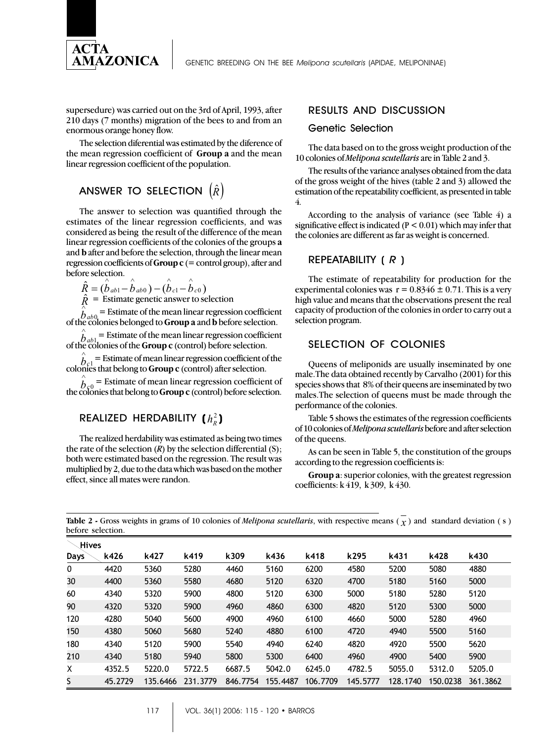supersedure) was carried out on the 3rd of April, 1993, after 210 days (7 months) migration of the bees to and from an enormous orange honey flow.

The selection diferential was estimated by the diference of the mean regression coefficient of **Group a** and the mean linear regression coefficient of the population.

## ANSWER TO SELECTION $(\hat{R})$

The answer to selection was quantified through the estimates of the linear regression coefficients, and was considered as being the result of the difference of the mean linear regression coefficients of the colonies of the groups **a** and **b** after and before the selection, through the linear mean regression coefficients of **Group c** (= control group), after and before selection.

$$\hat{R} = (\hat{b}_{ab1} - \hat{b}_{ab0}) - (\hat{b}_{c1} - \hat{b}_{c0})$$

$\hat{R}$ = Estimate genetic answer to selection

$\hat{b}_{ab0}$ = Estimate of the mean linear regression coefficient of the colonies belonged to **Group a** and **b** before selection.

$\hat{b}_{ab1}$ = Estimate of the mean linear regression coefficient of the colonies of the **Group c** (control) before selection.

$\hat{b}_{c1}$ = Estimate of mean linear regression coefficient of the colonies that belong to **Group c** (control) after selection.

$\hat{b}_{c0}$ = Estimate of mean linear regression coefficient of the colonies that belong to **Group c** (control) before selection.

## REALIZED HERDABILITY $(h_R^2)$

The realized herdability was estimated as being two times the rate of the selection ($R$) by the selection differential (S); both were estimated based on the regression. The result was multiplied by 2, due to the data which was based on the mother effect, since all mates were randon.

## RESULTS AND DISCUSSION

### Genetic Selection

The data based on to the gross weight production of the 10 colonies of *Melipona scutellaris* are in Table 2 and 3.

The results of the variance analyses obtained from the data of the gross weight of the hives (table 2 and 3) allowed the estimation of the repeatability coefficient, as presented in table 4.

According to the analysis of variance (see Table 4) a significative effect is indicated ($P < 0.01$) which may infer that the colonies are different as far as weight is concerned.

## REPEATABILITY ( $R$ )

The estimate of repeatability for production for the experimental colonies was $r = 0.8346 \pm 0.71$. This is a very high value and means that the observations present the real capacity of production of the colonies in order to carry out a selection program.

## SELECTION OF COLONIES

Queens of meliponids are usually inseminated by one male. The data obtained recently by Carvalho (2001) for this species shows that 8% of their queens are inseminated by two males. The selection of queens must be made through the performance of the colonies.

Table 5 shows the estimates of the regression coefficients of 10 colonies of *Melipona scutellaris* before and after selection of the queens.

As can be seen in Table 5, the constitution of the groups according to the regression coefficients is:

**Group a**: superior colonies, with the greatest regression coefficients: k 419, k 309, k 430.

**Table 2 -** Gross weights in grams of 10 colonies of *Melipona scutellaris*, with respective means ( $\bar{x}$ ) and standard deviation ( s ) before selection.

| Days \ Hives | k426 | k427 | k419 | k309 | k436 | k418 | k295 | k431 | k428 | k430 |
|---|---|---|---|---|---|---|---|---|---|---|
| 0 | 4420 | 5360 | 5280 | 4460 | 5160 | 6200 | 4580 | 5200 | 5080 | 4880 |
| 30 | 4400 | 5360 | 5580 | 4680 | 5120 | 6320 | 4700 | 5180 | 5160 | 5000 |
| 60 | 4340 | 5320 | 5900 | 4800 | 5120 | 6300 | 5000 | 5180 | 5280 | 5120 |
| 90 | 4320 | 5320 | 5900 | 4960 | 4860 | 6300 | 4820 | 5120 | 5300 | 5000 |
| 120 | 4280 | 5040 | 5600 | 4900 | 4960 | 6100 | 4660 | 5000 | 5280 | 4960 |
| 150 | 4380 | 5060 | 5680 | 5240 | 4880 | 6100 | 4720 | 4940 | 5500 | 5160 |
| 180 | 4340 | 5120 | 5900 | 5540 | 4940 | 6240 | 4820 | 4920 | 5500 | 5620 |
| 210 | 4340 | 5180 | 5940 | 5800 | 5300 | 6400 | 4960 | 4900 | 5400 | 5900 |
| X | 4352.5 | 5220.0 | 5722.5 | 6687.5 | 5042.0 | 6245.0 | 4782.5 | 5055.0 | 5312.0 | 5205.0 |
| S | 45.2729 | 135.6466 | 231.3779 | 846.7754 | 155.4487 | 106.7709 | 145.5777 | 128.1740 | 150.0238 | 361.3862 |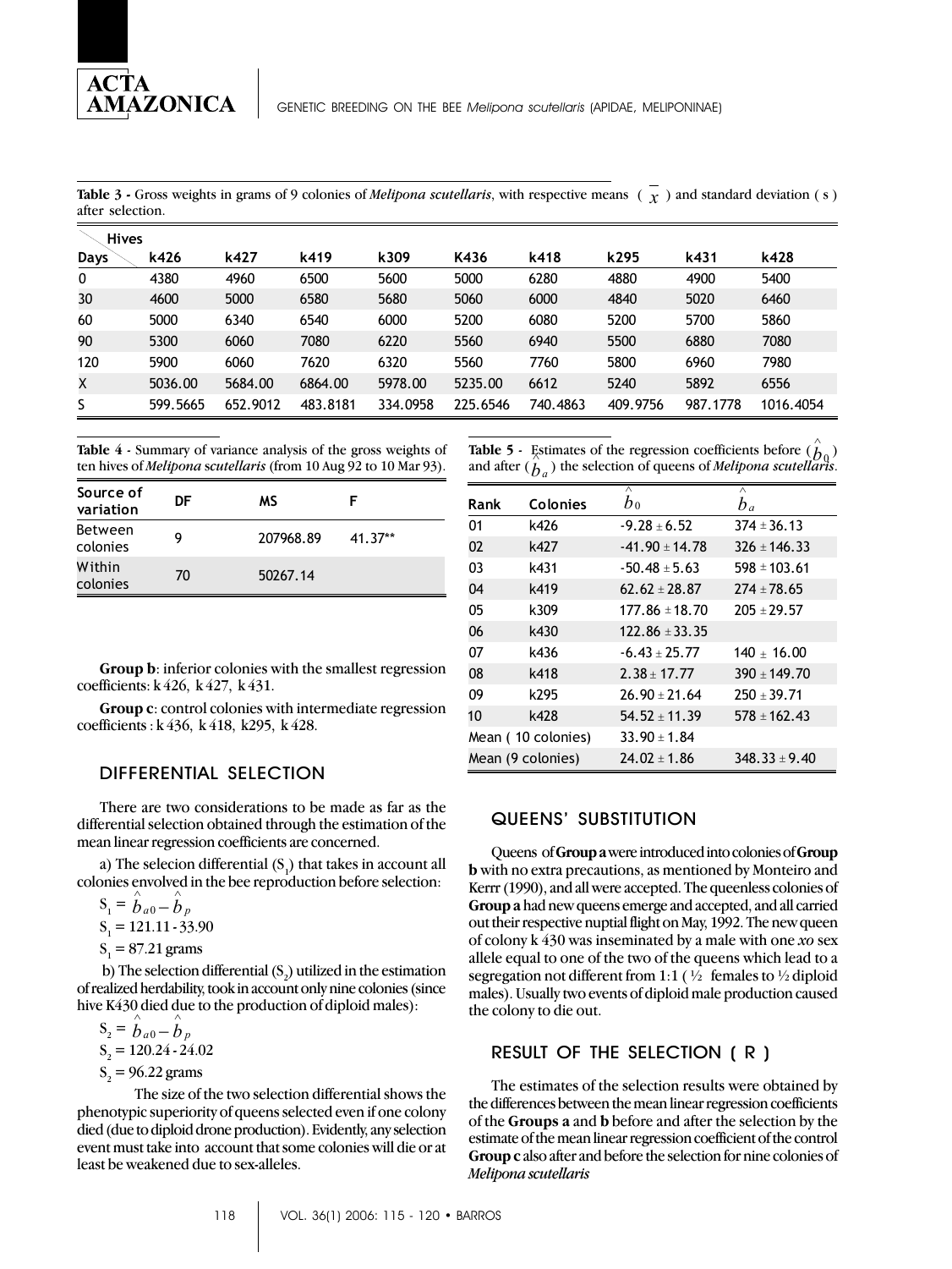**Table 3 -** Gross weights in grams of 9 colonies of *Melipona scutellaris*, with respective means ( $\overline{x}$ ) and standard deviation ( s ) after selection.

| Days \ Hives | k426 | k427 | k419 | k309 | K436 | k418 | k295 | k431 | k428 |
|---|---|---|---|---|---|---|---|---|---|
| 0 | 4380 | 4960 | 6500 | 5600 | 5000 | 6280 | 4880 | 4900 | 5400 |
| 30 | 4600 | 5000 | 6580 | 5680 | 5060 | 6000 | 4840 | 5020 | 6460 |
| 60 | 5000 | 6340 | 6540 | 6000 | 5200 | 6080 | 5200 | 5700 | 5860 |
| 90 | 5300 | 6060 | 7080 | 6220 | 5560 | 6940 | 5500 | 6880 | 7080 |
| 120 | 5900 | 6060 | 7620 | 6320 | 5560 | 7760 | 5800 | 6960 | 7980 |
| X | 5036.00 | 5684.00 | 6864.00 | 5978.00 | 5235.00 | 6612 | 5240 | 5892 | 6556 |
| S | 599.5665 | 652.9012 | 483.8181 | 334.0958 | 225.6546 | 740.4863 | 409.9756 | 987.1778 | 1016.4054 |

**Table 4** - Summary of variance analysis of the gross weights of ten hives of *Melipona scutellaris* (from 10 Aug 92 to 10 Mar 93).

| Source of variation | DF | MS | F |
|---|---|---|---|
| Between colonies | 9 | 207968.89 | 41.37** |
| Within colonies | 70 | 50267.14 | |

**Group b**: inferior colonies with the smallest regression coefficients: k 426, k 427, k 431.

**Group c**: control colonies with intermediate regression coefficients : k 436, k 418, k295, k 428.

## DIFFERENTIAL SELECTION

There are two considerations to be made as far as the differential selection obtained through the estimation of the mean linear regression coefficients are concerned.

a) The selecion differential ($S_1$) that takes in account all colonies envolved in the bee reproduction before selection:

$S_1 = \hat{b}_{a0} - \hat{b}_p$

$S_1 = 121.11 - 33.90$

$S_1 = 87.21$ grams

b) The selection differential ($S_2$) utilized in the estimation of realized herdability, took in account only nine colonies (since hive K430 died due to the production of diploid males):

$S_2 = \hat{b}_{a0} - \hat{b}_p$

$S_2 = 120.24 - 24.02$

$S_2 = 96.22$ grams

The size of the two selection differential shows the phenotypic superiority of queens selected even if one colony died (due to diploid drone production). Evidently, any selection event must take into account that some colonies will die or at least be weakened due to sex-alleles.

**Table 5** - Estimates of the regression coefficients before ($\hat{b}_0$) and after ($\hat{b}_a$) the selection of queens of *Melipona scutellaris*.

| Rank | Colonies | $\hat{b}_0$ | $\hat{b}_a$ |
|---|---|---|---|
| 01 | k426 | -9.28 ± 6.52 | 374 ± 36.13 |
| 02 | k427 | -41.90 ± 14.78 | 326 ± 146.33 |
| 03 | k431 | -50.48 ± 5.63 | 598 ± 103.61 |
| 04 | k419 | 62.62 ± 28.87 | 274 ± 78.65 |
| 05 | k309 | 177.86 ± 18.70 | 205 ± 29.57 |
| 06 | k430 | 122.86 ± 33.35 | |
| 07 | k436 | -6.43 ± 25.77 | 140 ± 16.00 |
| 08 | k418 | 2.38 ± 17.77 | 390 ± 149.70 |
| 09 | k295 | 26.90 ± 21.64 | 250 ± 39.71 |
| 10 | k428 | 54.52 ± 11.39 | 578 ± 162.43 |
| Mean ( 10 colonies) | | 33.90 ± 1.84 | |
| Mean (9 colonies) | | 24.02 ± 1.86 | 348.33 ± 9.40 |

## QUEENS' SUBSTITUTION

Queens of **Group a** were introduced into colonies of **Group b** with no extra precautions, as mentioned by Monteiro and Kerrr (1990), and all were accepted. The queenless colonies of **Group a** had new queens emerge and accepted, and all carried out their respective nuptial flight on May, 1992. The new queen of colony k 430 was inseminated by a male with one *xo* sex allele equal to one of the two of the queens which lead to a segregation not different from 1:1 ( ½ females to ½ diploid males). Usually two events of diploid male production caused the colony to die out.

## RESULT OF THE SELECTION ( R )

The estimates of the selection results were obtained by the differences between the mean linear regression coefficients of the **Groups a** and **b** before and after the selection by the estimate of the mean linear regression coefficient of the control **Group c** also after and before the selection for nine colonies of *Melipona scutellaris*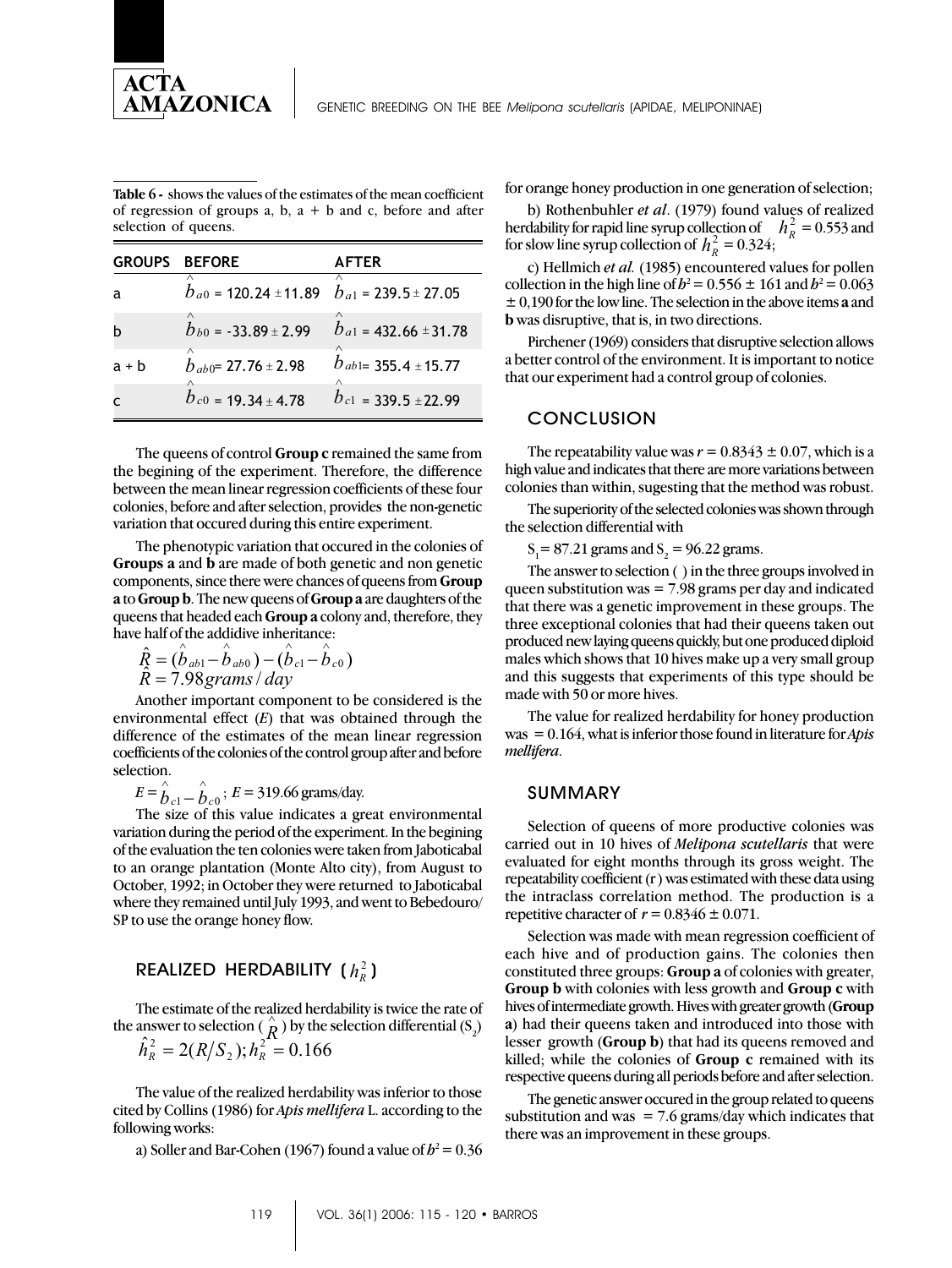**Table 6 -** shows the values of the estimates of the mean coefficient of regression of groups a, b, a + b and c, before and after selection of queens.

| GROUPS | BEFORE | AFTER |
|---|---|---|
| a | $\hat{b}_{a0}$ = 120.24 ± 11.89 | $\hat{b}_{a1}$ = 239.5 ± 27.05 |
| b | $\hat{b}_{b0}$ = -33.89 ± 2.99 | $\hat{b}_{a1}$ = 432.66 ± 31.78 |
| a + b | $\hat{b}_{ab0}$= 27.76 ± 2.98 | $\hat{b}_{ab1}$= 355.4 ± 15.77 |
| c | $\hat{b}_{c0}$ = 19.34 ± 4.78 | $\hat{b}_{c1}$ = 339.5 ± 22.99 |

The queens of control **Group c** remained the same from the begining of the experiment. Therefore, the difference between the mean linear regression coefficients of these four colonies, before and after selection, provides the non-genetic variation that occured during this entire experiment.

The phenotypic variation that occured in the colonies of **Groups a** and **b** are made of both genetic and non genetic components, since there were chances of queens from **Group a** to **Group b**. The new queens of **Group a** are daughters of the queens that headed each **Group a** colony and, therefore, they have half of the addidive inheritance:

$$\hat{R} = (\hat{b}_{ab1} - \hat{b}_{ab0}) - (\hat{b}_{c1} - \hat{b}_{c0})$$
$$\hat{R} = 7.98 grams/day$$

Another important component to be considered is the environmental effect ($E$) that was obtained through the difference of the estimates of the mean linear regression coefficients of the colonies of the control group after and before selection.

$E = \hat{b}_{c1} - \hat{b}_{c0}$; $E$ = 319.66 grams/day.

The size of this value indicates a great environmental variation during the period of the experiment. In the begining of the evaluation the ten colonies were taken from Jaboticabal to an orange plantation (Monte Alto city), from August to October, 1992; in October they were returned to Jaboticabal where they remained until July 1993, and went to Bebedouro/SP to use the orange honey flow.

## REALIZED HERDABILITY ( $h_R^2$ )

The estimate of the realized herdability is twice the rate of the answer to selection ( $\hat{R}$ ) by the selection differential ($S_2$)

$$\hat{h}_R^2 = 2(R/S_2); h_R^2 = 0.166$$

The value of the realized herdability was inferior to those cited by Collins (1986) for *Apis mellifera* L. according to the following works:

a) Soller and Bar-Cohen (1967) found a value of $h^2$ = 0.36 for orange honey production in one generation of selection;

b) Rothenbuhler *et al*. (1979) found values of realized herdability for rapid line syrup collection of $h_R^2$ = 0.553 and for slow line syrup collection of $h_R^2$ = 0.324;

c) Hellmich *et al.* (1985) encountered values for pollen collection in the high line of $h^2$ = 0.556 ± 161 and $h^2$ = 0.063 ± 0,190 for the low line. The selection in the above items **a** and **b** was disruptive, that is, in two directions.

Pirchener (1969) considers that disruptive selection allows a better control of the environment. It is important to notice that our experiment had a control group of colonies.

## CONCLUSION

The repeatability value was $r$ = 0.8343 ± 0.07, which is a high value and indicates that there are more variations between colonies than within, sugesting that the method was robust.

The superiority of the selected colonies was shown through the selection differential with

$S_1$ = 87.21 grams and $S_2$ = 96.22 grams.

The answer to selection ( ) in the three groups involved in queen substitution was = 7.98 grams per day and indicated that there was a genetic improvement in these groups. The three exceptional colonies that had their queens taken out produced new laying queens quickly, but one produced diploid males which shows that 10 hives make up a very small group and this suggests that experiments of this type should be made with 50 or more hives.

The value for realized herdability for honey production was = 0.164, what is inferior those found in literature for *Apis mellifera*.

## SUMMARY

Selection of queens of more productive colonies was carried out in 10 hives of *Melipona scutellaris* that were evaluated for eight months through its gross weight. The repeatability coefficient (r) was estimated with these data using the intraclass correlation method. The production is a repetitive character of $r$ = 0.8346 ± 0.071.

Selection was made with mean regression coefficient of each hive and of production gains. The colonies then constituted three groups: **Group a** of colonies with greater, **Group b** with colonies with less growth and **Group c** with hives of intermediate growth. Hives with greater growth (**Group a**) had their queens taken and introduced into those with lesser growth (**Group b**) that had its queens removed and killed; while the colonies of **Group c** remained with its respective queens during all periods before and after selection.

The genetic answer occured in the group related to queens substitution and was = 7.6 grams/day which indicates that there was an improvement in these groups.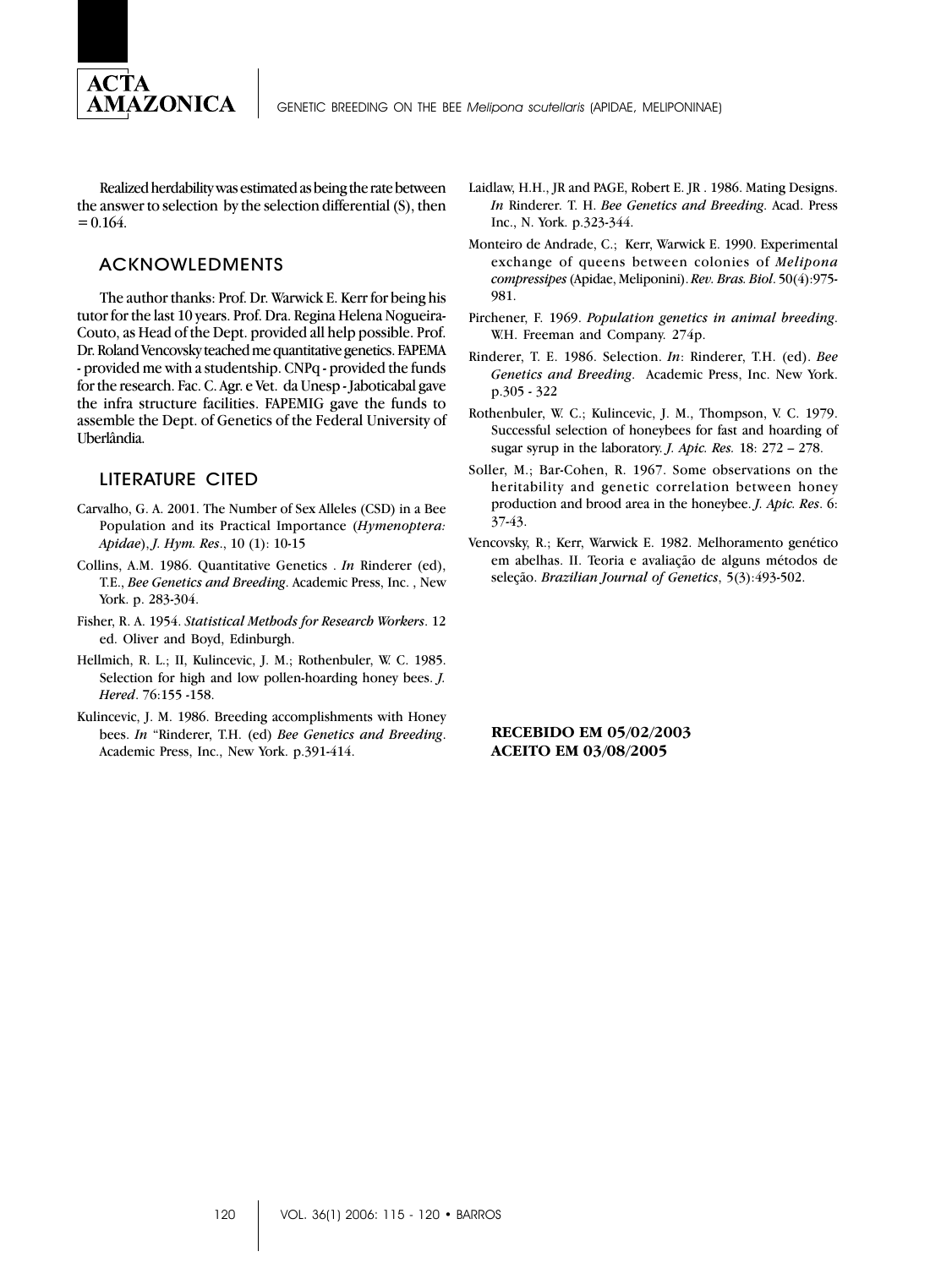Realized herdability was estimated as being the rate between the answer to selection by the selection differential (S), then = 0.164.

## ACKNOWLEDMENTS

The author thanks: Prof. Dr. Warwick E. Kerr for being his tutor for the last 10 years. Prof. Dra. Regina Helena Nogueira-Couto, as Head of the Dept. provided all help possible. Prof. Dr. Roland Vencovsky teached me quantitative genetics. FAPEMA - provided me with a studentship. CNPq - provided the funds for the research. Fac. C. Agr. e Vet. da Unesp - Jaboticabal gave the infra structure facilities. FAPEMIG gave the funds to assemble the Dept. of Genetics of the Federal University of Uberlândia.

## LITERATURE CITED

Carvalho, G. A. 2001. The Number of Sex Alleles (CSD) in a Bee Population and its Practical Importance (*Hymenoptera: Apidae*), *J. Hym. Res*., 10 (1): 10-15

Collins, A.M. 1986. Quantitative Genetics . *In* Rinderer (ed), T.E., *Bee Genetics and Breeding*. Academic Press, Inc. , New York. p. 283-304.

Fisher, R. A. 1954. *Statistical Methods for Research Workers*. 12 ed. Oliver and Boyd, Edinburgh.

Hellmich, R. L.; II, Kulincevic, J. M.; Rothenbuler, W. C. 1985. Selection for high and low pollen-hoarding honey bees. *J. Hered*. 76:155 -158.

Kulincevic, J. M. 1986. Breeding accomplishments with Honey bees. *In* "Rinderer, T.H. (ed) *Bee Genetics and Breeding*. Academic Press, Inc., New York. p.391-414.

Laidlaw, H.H., JR and PAGE, Robert E. JR . 1986. Mating Designs. *In* Rinderer. T. H. *Bee Genetics and Breeding*. Acad. Press Inc., N. York. p.323-344.

Monteiro de Andrade, C.; Kerr, Warwick E. 1990. Experimental exchange of queens between colonies of *Melipona compressipes* (Apidae, Meliponini). *Rev. Bras. Biol*. 50(4):975-981.

Pirchener, F. 1969. *Population genetics in animal breeding*. W.H. Freeman and Company. 274p.

Rinderer, T. E. 1986. Selection. *In*: Rinderer, T.H. (ed). *Bee Genetics and Breeding*. Academic Press, Inc. New York. p.305 - 322

Rothenbuler, W. C.; Kulincevic, J. M., Thompson, V. C. 1979. Successful selection of honeybees for fast and hoarding of sugar syrup in the laboratory. *J. Apic. Res.* 18: 272 – 278.

Soller, M.; Bar-Cohen, R. 1967. Some observations on the heritability and genetic correlation between honey production and brood area in the honeybee. *J. Apic. Res*. 6: 37-43.

Vencovsky, R.; Kerr, Warwick E. 1982. Melhoramento genético em abelhas. II. Teoria e avaliação de alguns métodos de seleção. *Brazilian Journal of Genetics*, 5(3):493-502.

**RECEBIDO EM 05/02/2003**
**ACEITO EM 03/08/2005**